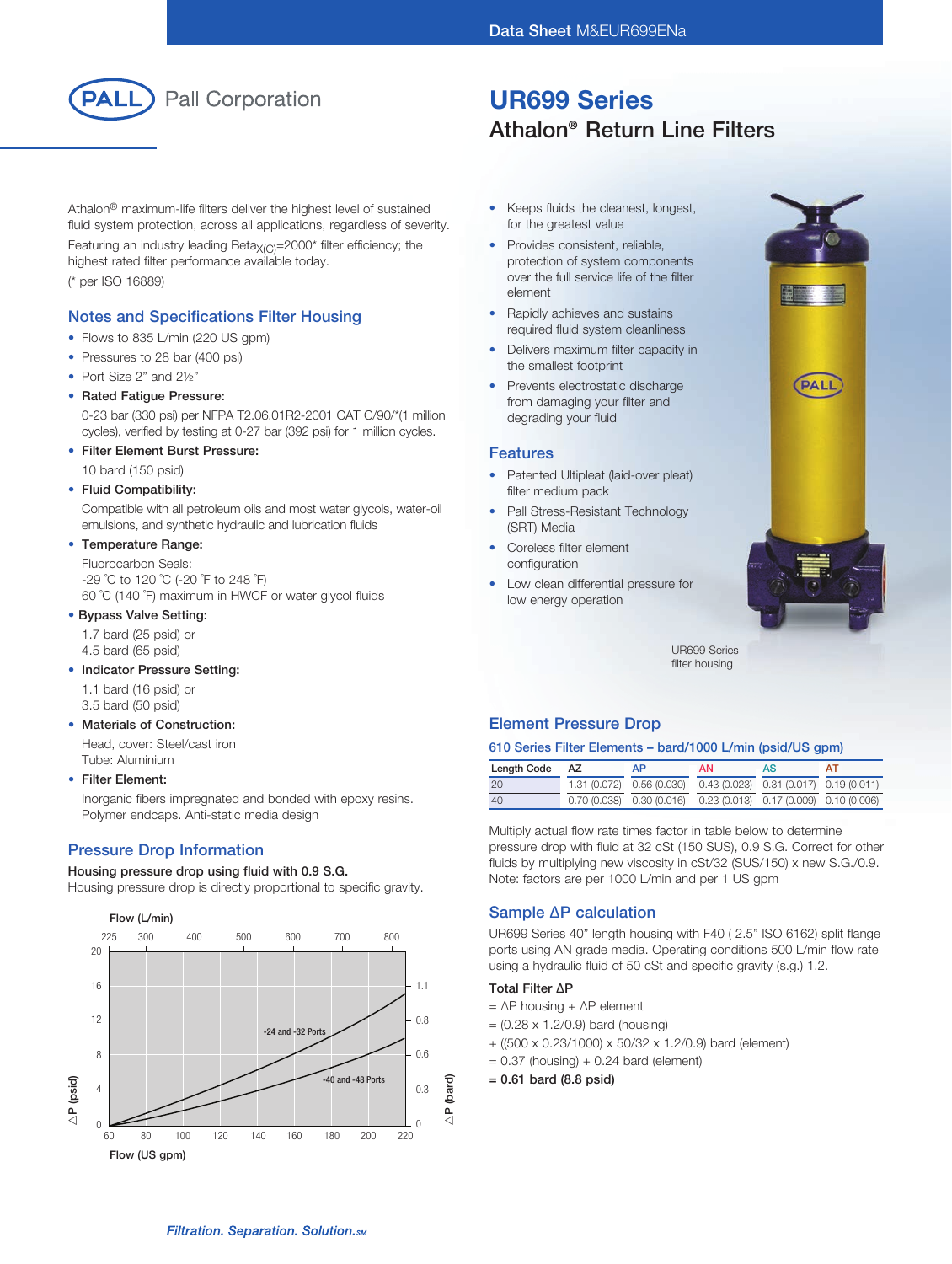Data Sheet M&EUR699ENa

PALL Pall Corporation

# UR699 Series

## Athalon® Return Line Filters

Athalon® maximum-life filters deliver the highest level of sustained fluid system protection, across all applications, regardless of severity.

Featuring an industry leading Beta$_{X(C)}$=2000* filter efficiency; the highest rated filter performance available today.

(* per ISO 16889)

- Keeps fluids the cleanest, longest, for the greatest value
- Provides consistent, reliable, protection of system components over the full service life of the filter element
- Rapidly achieves and sustains required fluid system cleanliness
- Delivers maximum filter capacity in the smallest footprint
- Prevents electrostatic discharge from damaging your filter and degrading your fluid

### Features

- Patented Ultipleat (laid-over pleat) filter medium pack
- Pall Stress-Resistant Technology (SRT) Media
- Coreless filter element configuration
- Low clean differential pressure for low energy operation

UR699 Series filter housing

### Notes and Specifications Filter Housing

- Flows to 835 L/min (220 US gpm)
- Pressures to 28 bar (400 psi)
- Port Size 2" and 2½"
- **Rated Fatigue Pressure:**
  0-23 bar (330 psi) per NFPA T2.06.01R2-2001 CAT C/90/*(1 million cycles), verified by testing at 0-27 bar (392 psi) for 1 million cycles.
- **Filter Element Burst Pressure:**
  10 bard (150 psid)
- **Fluid Compatibility:**
  Compatible with all petroleum oils and most water glycols, water-oil emulsions, and synthetic hydraulic and lubrication fluids
- **Temperature Range:**
  Fluorocarbon Seals:
  -29 °C to 120 °C (-20 °F to 248 °F)
  60 °C (140 °F) maximum in HWCF or water glycol fluids
- **Bypass Valve Setting:**
  1.7 bard (25 psid) or
  4.5 bard (65 psid)
- **Indicator Pressure Setting:**
  1.1 bard (16 psid) or
  3.5 bard (50 psid)
- **Materials of Construction:**
  Head, cover: Steel/cast iron
  Tube: Aluminium
- **Filter Element:**
  Inorganic fibers impregnated and bonded with epoxy resins. Polymer endcaps. Anti-static media design

### Pressure Drop Information

**Housing pressure drop using fluid with 0.9 S.G.**

Housing pressure drop is directly proportional to specific gravity.

Flow (L/min): 225, 300, 400, 500, 600, 700, 800

Flow (US gpm): 60, 80, 100, 120, 140, 160, 180, 200, 220

ΔP (psid): 0, 4, 8, 12, 16, 20 — ΔP (bard): 0, 0.3, 0.6, 0.8, 1.1

Curves: -24 and -32 Ports; -40 and -48 Ports

### Element Pressure Drop

**610 Series Filter Elements – bard/1000 L/min (psid/US gpm)**

| Length Code | AZ | AP | AN | AS | AT |
|---|---|---|---|---|---|
| 20 | 1.31 (0.072) | 0.56 (0.030) | 0.43 (0.023) | 0.31 (0.017) | 0.19 (0.011) |
| 40 | 0.70 (0.038) | 0.30 (0.016) | 0.23 (0.013) | 0.17 (0.009) | 0.10 (0.006) |

Multiply actual flow rate times factor in table below to determine pressure drop with fluid at 32 cSt (150 SUS), 0.9 S.G. Correct for other fluids by multiplying new viscosity in cSt/32 (SUS/150) x new S.G./0.9. Note: factors are per 1000 L/min and per 1 US gpm

### Sample ΔP calculation

UR699 Series 40" length housing with F40 ( 2.5" ISO 6162) split flange ports using AN grade media. Operating conditions 500 L/min flow rate using a hydraulic fluid of 50 cSt and specific gravity (s.g.) 1.2.

**Total Filter ΔP**

= ΔP housing + ΔP element

= (0.28 x 1.2/0.9) bard (housing)

+ ((500 x 0.23/1000) x 50/32 x 1.2/0.9) bard (element)

= 0.37 (housing) + 0.24 bard (element)

**= 0.61 bard (8.8 psid)**

*Filtration. Separation. Solution.SM*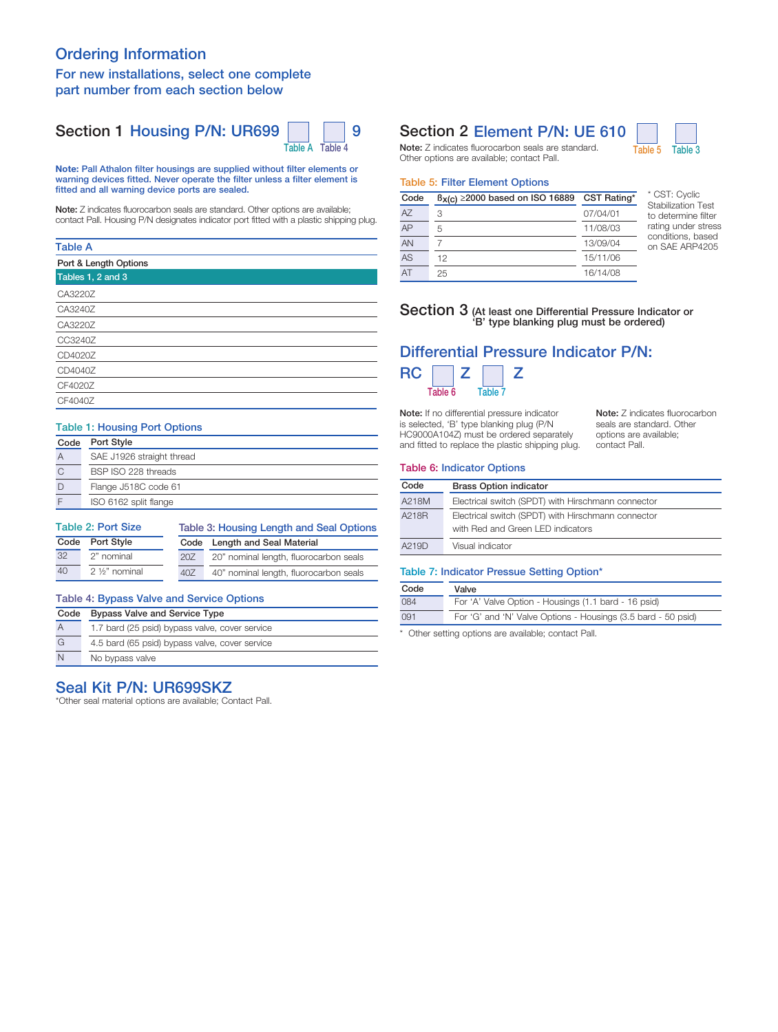# Ordering Information

## For new installations, select one complete part number from each section below

## Section 1 Housing P/N: UR699 [Table A] [Table 4] 9

**Note: Pall Athalon filter housings are supplied without filter elements or warning devices fitted. Never operate the filter unless a filter element is fitted and all warning device ports are sealed.**

**Note:** Z indicates fluorocarbon seals are standard. Other options are available; contact Pall. Housing P/N designates indicator port fitted with a plastic shipping plug.

### Table A

| Port & Length Options |
|---|
| **Tables 1, 2 and 3** |
| CA3220Z |
| CA3240Z |
| CA3220Z |
| CC3240Z |
| CD4020Z |
| CD4040Z |
| CF4020Z |
| CF4040Z |

### Table 1: Housing Port Options

| Code | Port Style |
|---|---|
| A | SAE J1926 straight thread |
| C | BSP ISO 228 threads |
| D | Flange J518C code 61 |
| F | ISO 6162 split flange |

### Table 2: Port Size

| Code | Port Style |
|---|---|
| 32 | 2" nominal |
| 40 | 2 ½" nominal |

### Table 3: Housing Length and Seal Options

| Code | Length and Seal Material |
|---|---|
| 20Z | 20" nominal length, fluorocarbon seals |
| 40Z | 40" nominal length, fluorocarbon seals |

### Table 4: Bypass Valve and Service Options

| Code | Bypass Valve and Service Type |
|---|---|
| A | 1.7 bard (25 psid) bypass valve, cover service |
| G | 4.5 bard (65 psid) bypass valve, cover service |
| N | No bypass valve |

## Seal Kit P/N: UR699SKZ

*Other seal material options are available; Contact Pall.

## Section 2 Element P/N: UE 610 [Table 5] [Table 3]

**Note:** Z indicates fluorocarbon seals are standard. Other options are available; contact Pall.

### Table 5: Filter Element Options

| Code | $\beta_{x(c)}$ ≥2000 based on ISO 16889 | CST Rating* |
|---|---|---|
| AZ | 3 | 07/04/01 |
| AP | 5 | 11/08/03 |
| AN | 7 | 13/09/04 |
| AS | 12 | 15/11/06 |
| AT | 25 | 16/14/08 |

* CST: Cyclic Stabilization Test to determine filter rating under stress conditions, based on SAE ARP4205

## Section 3 (At least one Differential Pressure Indicator or 'B' type blanking plug must be ordered)

## Differential Pressure Indicator P/N: RC [Table 6] Z [Table 7] Z

**Note:** If no differential pressure indicator is selected, 'B' type blanking plug (P/N HC9000A104Z) must be ordered separately and fitted to replace the plastic shipping plug.

**Note:** Z indicates fluorocarbon seals are standard. Other options are available; contact Pall.

### Table 6: Indicator Options

| Code | Brass Option indicator |
|---|---|
| A218M | Electrical switch (SPDT) with Hirschmann connector |
| A218R | Electrical switch (SPDT) with Hirschmann connector with Red and Green LED indicators |
| A219D | Visual indicator |

### Table 7: Indicator Pressue Setting Option*

| Code | Valve |
|---|---|
| 084 | For 'A' Valve Option - Housings (1.1 bard - 16 psid) |
| 091 | For 'G' and 'N' Valve Options - Housings (3.5 bard - 50 psid) |

* Other setting options are available; contact Pall.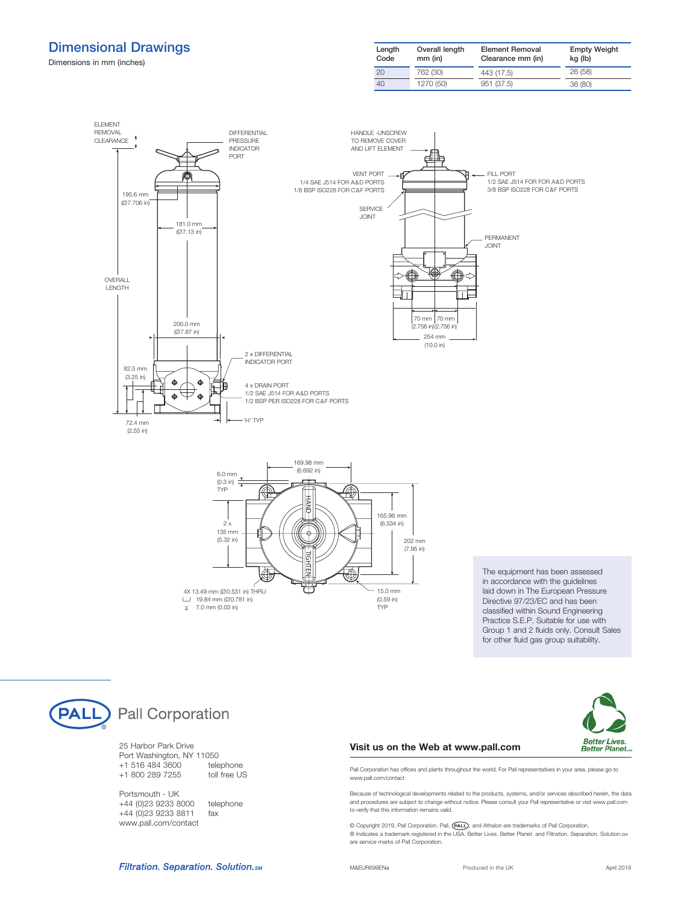## Dimensional Drawings

Dimensions in mm (inches)

| Length Code | Overall length mm (in) | Element Removal Clearance mm (in) | Empty Weight kg (lb) |
|---|---|---|---|
| 20 | 762 (30) | 443 (17.5) | 26 (58) |
| 40 | 1270 (50) | 951 (37.5) | 36 (80) |

ELEMENT REMOVAL CLEARANCE

DIFFERENTIAL PRESSURE INDICATOR PORT

195.6 mm (Ø7.706 in)

181.0 mm (Ø7.13 in)

OVERALL LENGTH

200.0 mm (Ø7.87 in)

82.5 mm (3.25 in)

72.4 mm (2.55 in)

2 x DIFFERENTIAL INDICATOR PORT

4 x DRAIN PORT
1/2 SAE J514 FOR A&D PORTS
1/2 BSP PER ISO228 FOR C&F PORTS

'H' TYP

HANDLE -UNSCREW TO REMOVE COVER AND LIFT ELEMENT

VENT PORT
1/4 SAE J514 FOR A&D PORTS
1/8 BSP ISO228 FOR C&F PORTS

FILL PORT
1/2 SAE J514 FOR FOR A&D PORTS
3/8 BSP ISO228 FOR C&F PORTS

SERVICE JOINT

PERMANENT JOINT

70 mm (2.756 in)

70 mm (2.756 in)

254 mm (10.0 in)

6.0 mm (0.3 in) TYP

169.98 mm (6.692 in)

HAND

TIGHTEN

2 x 135 mm (5.32 in)

165.96 mm (6.534 in)

202 mm (7.95 in)

4X 13.49 mm (Ø0.531 in) THRU
⌴ 19.84 mm (Ø0.781 in)
↧ 7.0 mm (0.03 in)

15.0 mm (0.59 in) TYP

The equipment has been assessed in accordance with the guidelines laid down in The European Pressure Directive 97/23/EC and has been classified within Sound Engineering Practice S.E.P. Suitable for use with Group 1 and 2 fluids only. Consult Sales for other fluid gas group suitability.

PALL Pall Corporation

25 Harbor Park Drive
Port Washington, NY 11050
+1 516 484 3600 telephone
+1 800 289 7255 toll free US

Portsmouth - UK
+44 (0)23 9233 8000 telephone
+44 (0)23 9233 8811 fax
www.pall.com/contact

**Visit us on the Web at www.pall.com**

*Better Lives. Better Planet.SM*

Pall Corporation has offices and plants throughout the world. For Pall representatives in your area, please go to www.pall.com/contact

Because of technological developments related to the products, systems, and/or services described herein, the data and procedures are subject to change without notice. Please consult your Pall representative or visit www.pall.com to verify that this information remains valid.

© Copyright 2019, Pall Corporation. Pall, (PALL), and Athalon are trademarks of Pall Corporation. ® Indicates a trademark registered in the USA. Better Lives. Better Planet. and Filtration. Separation. Solution.SM are service marks of Pall Corporation.

*Filtration. Separation. Solution.SM*

M&EUR699ENa Produced in the UK April 2019